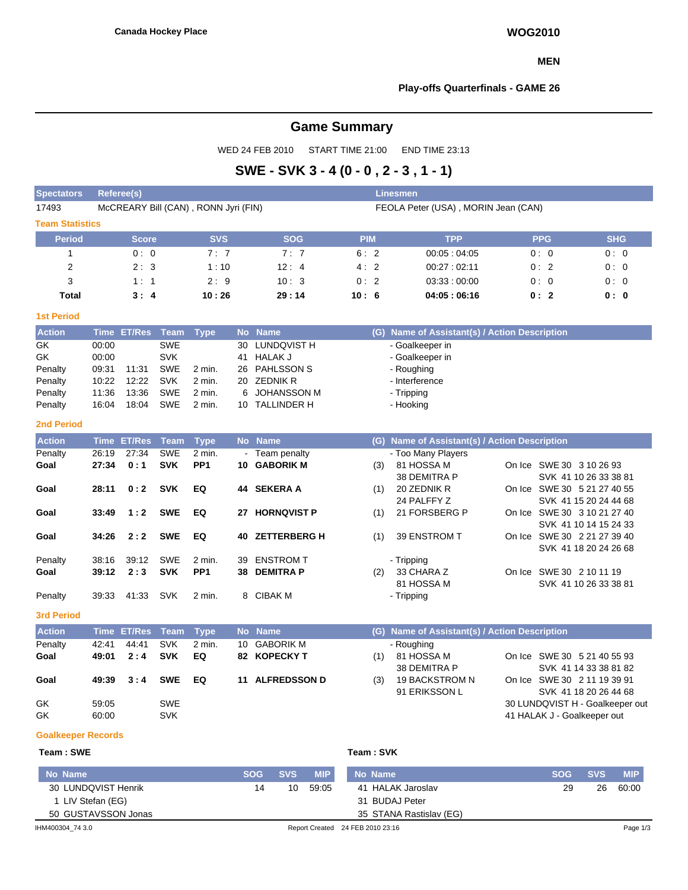**Canada Hockey Place**

**WOG2010**

**MEN**

**Play-offs Quarterfinals - GAME 26**

# Game Summary

WED 24 FEB 2010 START TIME 21:00 END TIME 23:13

## SWE - SVK 3 - 4 (0 - 0 , 2 - 3 , 1 - 1)

| Spectators | Referee(s) | Linesmen |
|---|---|---|
| 17493 | McCREARY Bill (CAN) , RONN Jyri (FIN) | FEOLA Peter (USA) , MORIN Jean (CAN) |

### Team Statistics

| Period | Score | SVS | SOG | PIM | TPP | PPG | SHG |
|---|---|---|---|---|---|---|---|
| 1 | 0 : 0 | 7 : 7 | 7 : 7 | 6 : 2 | 00:05 : 04:05 | 0 : 0 | 0 : 0 |
| 2 | 2 : 3 | 1 : 10 | 12 : 4 | 4 : 2 | 00:27 : 02:11 | 0 : 2 | 0 : 0 |
| 3 | 1 : 1 | 2 : 9 | 10 : 3 | 0 : 2 | 03:33 : 00:00 | 0 : 0 | 0 : 0 |
| **Total** | **3 : 4** | **10 : 26** | **29 : 14** | **10 : 6** | **04:05 : 06:16** | **0 : 2** | **0 : 0** |

### 1st Period

| Action | Time | ET/Res | Team | Type | No | Name | (G) | Name of Assistant(s) / Action Description | |
|---|---|---|---|---|---|---|---|---|---|
| GK | 00:00 | | SWE | | 30 | LUNDQVIST H | | - Goalkeeper in | |
| GK | 00:00 | | SVK | | 41 | HALAK J | | - Goalkeeper in | |
| Penalty | 09:31 | 11:31 | SWE | 2 min. | 26 | PAHLSSON S | | - Roughing | |
| Penalty | 10:22 | 12:22 | SVK | 2 min. | 20 | ZEDNIK R | | - Interference | |
| Penalty | 11:36 | 13:36 | SWE | 2 min. | 6 | JOHANSSON M | | - Tripping | |
| Penalty | 16:04 | 18:04 | SWE | 2 min. | 10 | TALLINDER H | | - Hooking | |

### 2nd Period

| Action | Time | ET/Res | Team | Type | No | Name | (G) | Name of Assistant(s) / Action Description | On Ice |
|---|---|---|---|---|---|---|---|---|---|
| Penalty | 26:19 | 27:34 | SWE | 2 min. | - | Team penalty | | - Too Many Players | |
| **Goal** | **27:34** | **0 : 1** | **SVK** | **PP1** | **10** | **GABORIK M** | (3) | 81 HOSSA M<br>38 DEMITRA P | SWE 30 3 10 26 93<br>SVK 41 10 26 33 38 81 |
| **Goal** | **28:11** | **0 : 2** | **SVK** | **EQ** | **44** | **SEKERA A** | (1) | 20 ZEDNIK R<br>24 PALFFY Z | SWE 30 5 21 27 40 55<br>SVK 41 15 20 24 44 68 |
| **Goal** | **33:49** | **1 : 2** | **SWE** | **EQ** | **27** | **HORNQVIST P** | (1) | 21 FORSBERG P | SWE 30 3 10 21 27 40<br>SVK 41 10 14 15 24 33 |
| **Goal** | **34:26** | **2 : 2** | **SWE** | **EQ** | **40** | **ZETTERBERG H** | (1) | 39 ENSTROM T | SWE 30 2 21 27 39 40<br>SVK 41 18 20 24 26 68 |
| Penalty | 38:16 | 39:12 | SWE | 2 min. | 39 | ENSTROM T | | - Tripping | |
| **Goal** | **39:12** | **2 : 3** | **SVK** | **PP1** | **38** | **DEMITRA P** | (2) | 33 CHARA Z<br>81 HOSSA M | SWE 30 2 10 11 19<br>SVK 41 10 26 33 38 81 |
| Penalty | 39:33 | 41:33 | SVK | 2 min. | 8 | CIBAK M | | - Tripping | |

### 3rd Period

| Action | Time | ET/Res | Team | Type | No | Name | (G) | Name of Assistant(s) / Action Description | On Ice |
|---|---|---|---|---|---|---|---|---|---|
| Penalty | 42:41 | 44:41 | SVK | 2 min. | 10 | GABORIK M | | - Roughing | |
| **Goal** | **49:01** | **2 : 4** | **SVK** | **EQ** | **82** | **KOPECKY T** | (1) | 81 HOSSA M<br>38 DEMITRA P | SWE 30 5 21 40 55 93<br>SVK 41 14 33 38 81 82 |
| **Goal** | **49:39** | **3 : 4** | **SWE** | **EQ** | **11** | **ALFREDSSON D** | (3) | 19 BACKSTROM N<br>91 ERIKSSON L | SWE 30 2 11 19 39 91<br>SVK 41 18 20 26 44 68 |
| GK | 59:05 | | SWE | | | | | | 30 LUNDQVIST H - Goalkeeper out |
| GK | 60:00 | | SVK | | | | | | 41 HALAK J - Goalkeeper out |

### Goalkeeper Records

**Team : SWE**

| No | Name | SOG | SVS | MIP |
|---|---|---|---|---|
| 30 | LUNDQVIST Henrik | 14 | 10 | 59:05 |
| 1 | LIV Stefan (EG) | | | |
| 50 | GUSTAVSSON Jonas | | | |

**Team : SVK**

| No | Name | SOG | SVS | MIP |
|---|---|---|---|---|
| 41 | HALAK Jaroslav | 29 | 26 | 60:00 |
| 31 | BUDAJ Peter | | | |
| 35 | STANA Rastislav (EG) | | | |

IHM400304_74 3.0 Report Created 24 FEB 2010 23:16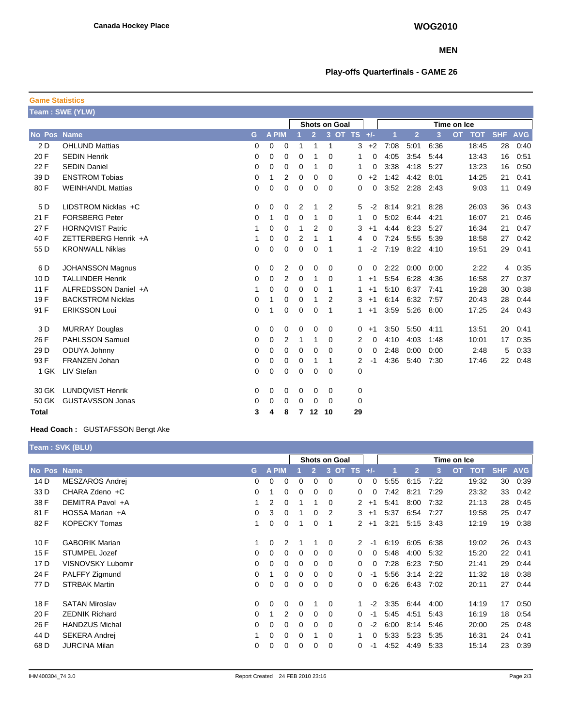**Canada Hockey Place**

**WOG2010**

**MEN**

**Play-offs Quarterfinals - GAME 26**

## Game Statistics

### Team : SWE (YLW)

| | | | | | Shots on Goal | | | | | | Time on Ice | | | | | | |
|---|---|---|---|---|---|---|---|---|---|---|---|---|---|---|---|---|---|
| No Pos | Name | G | A | PIM | 1 | 2 | 3 | OT | TS | +/- | 1 | 2 | 3 | OT | TOT | SHF | AVG |
| 2 D | OHLUND Mattias | 0 | 0 | 0 | 1 | 1 | 1 | | 3 | +2 | 7:08 | 5:01 | 6:36 | | 18:45 | 28 | 0:40 |
| 20 F | SEDIN Henrik | 0 | 0 | 0 | 0 | 1 | 0 | | 1 | 0 | 4:05 | 3:54 | 5:44 | | 13:43 | 16 | 0:51 |
| 22 F | SEDIN Daniel | 0 | 0 | 0 | 0 | 1 | 0 | | 1 | 0 | 3:38 | 4:18 | 5:27 | | 13:23 | 16 | 0:50 |
| 39 D | ENSTROM Tobias | 0 | 1 | 2 | 0 | 0 | 0 | | 0 | +2 | 1:42 | 4:42 | 8:01 | | 14:25 | 21 | 0:41 |
| 80 F | WEINHANDL Mattias | 0 | 0 | 0 | 0 | 0 | 0 | | 0 | 0 | 3:52 | 2:28 | 2:43 | | 9:03 | 11 | 0:49 |
| 5 D | LIDSTROM Nicklas +C | 0 | 0 | 0 | 2 | 1 | 2 | | 5 | -2 | 8:14 | 9:21 | 8:28 | | 26:03 | 36 | 0:43 |
| 21 F | FORSBERG Peter | 0 | 1 | 0 | 0 | 1 | 0 | | 1 | 0 | 5:02 | 6:44 | 4:21 | | 16:07 | 21 | 0:46 |
| 27 F | HORNQVIST Patric | 1 | 0 | 0 | 1 | 2 | 0 | | 3 | +1 | 4:44 | 6:23 | 5:27 | | 16:34 | 21 | 0:47 |
| 40 F | ZETTERBERG Henrik +A | 1 | 0 | 0 | 2 | 1 | 1 | | 4 | 0 | 7:24 | 5:55 | 5:39 | | 18:58 | 27 | 0:42 |
| 55 D | KRONWALL Niklas | 0 | 0 | 0 | 0 | 0 | 1 | | 1 | -2 | 7:19 | 8:22 | 4:10 | | 19:51 | 29 | 0:41 |
| 6 D | JOHANSSON Magnus | 0 | 0 | 2 | 0 | 0 | 0 | | 0 | 0 | 2:22 | 0:00 | 0:00 | | 2:22 | 4 | 0:35 |
| 10 D | TALLINDER Henrik | 0 | 0 | 2 | 0 | 1 | 0 | | 1 | +1 | 5:54 | 6:28 | 4:36 | | 16:58 | 27 | 0:37 |
| 11 F | ALFREDSSON Daniel +A | 1 | 0 | 0 | 0 | 0 | 1 | | 1 | +1 | 5:10 | 6:37 | 7:41 | | 19:28 | 30 | 0:38 |
| 19 F | BACKSTROM Nicklas | 0 | 1 | 0 | 0 | 1 | 2 | | 3 | +1 | 6:14 | 6:32 | 7:57 | | 20:43 | 28 | 0:44 |
| 91 F | ERIKSSON Loui | 0 | 1 | 0 | 0 | 0 | 1 | | 1 | +1 | 3:59 | 5:26 | 8:00 | | 17:25 | 24 | 0:43 |
| 3 D | MURRAY Douglas | 0 | 0 | 0 | 0 | 0 | 0 | | 0 | +1 | 3:50 | 5:50 | 4:11 | | 13:51 | 20 | 0:41 |
| 26 F | PAHLSSON Samuel | 0 | 0 | 2 | 1 | 1 | 0 | | 2 | 0 | 4:10 | 4:03 | 1:48 | | 10:01 | 17 | 0:35 |
| 29 D | ODUYA Johnny | 0 | 0 | 0 | 0 | 0 | 0 | | 0 | 0 | 2:48 | 0:00 | 0:00 | | 2:48 | 5 | 0:33 |
| 93 F | FRANZEN Johan | 0 | 0 | 0 | 0 | 1 | 1 | | 2 | -1 | 4:36 | 5:40 | 7:30 | | 17:46 | 22 | 0:48 |
| 1 GK | LIV Stefan | 0 | 0 | 0 | 0 | 0 | 0 | | 0 | | | | | | | | |
| 30 GK | LUNDQVIST Henrik | 0 | 0 | 0 | 0 | 0 | 0 | | 0 | | | | | | | | |
| 50 GK | GUSTAVSSON Jonas | 0 | 0 | 0 | 0 | 0 | 0 | | 0 | | | | | | | | |
| **Total** | | **3** | **4** | **8** | **7** | **12** | **10** | | **29** | | | | | | | | |

**Head Coach :** GUSTAFSSON Bengt Ake

### Team : SVK (BLU)

| | | | | | Shots on Goal | | | | | | Time on Ice | | | | | | |
|---|---|---|---|---|---|---|---|---|---|---|---|---|---|---|---|---|---|
| No Pos | Name | G | A | PIM | 1 | 2 | 3 | OT | TS | +/- | 1 | 2 | 3 | OT | TOT | SHF | AVG |
| 14 D | MESZAROS Andrej | 0 | 0 | 0 | 0 | 0 | 0 | | 0 | 0 | 5:55 | 6:15 | 7:22 | | 19:32 | 30 | 0:39 |
| 33 D | CHARA Zdeno +C | 0 | 1 | 0 | 0 | 0 | 0 | | 0 | 0 | 7:42 | 8:21 | 7:29 | | 23:32 | 33 | 0:42 |
| 38 F | DEMITRA Pavol +A | 1 | 2 | 0 | 1 | 1 | 0 | | 2 | +1 | 5:41 | 8:00 | 7:32 | | 21:13 | 28 | 0:45 |
| 81 F | HOSSA Marian +A | 0 | 3 | 0 | 1 | 0 | 2 | | 3 | +1 | 5:37 | 6:54 | 7:27 | | 19:58 | 25 | 0:47 |
| 82 F | KOPECKY Tomas | 1 | 0 | 0 | 1 | 0 | 1 | | 2 | +1 | 3:21 | 5:15 | 3:43 | | 12:19 | 19 | 0:38 |
| 10 F | GABORIK Marian | 1 | 0 | 2 | 1 | 1 | 0 | | 2 | -1 | 6:19 | 6:05 | 6:38 | | 19:02 | 26 | 0:43 |
| 15 F | STUMPEL Jozef | 0 | 0 | 0 | 0 | 0 | 0 | | 0 | 0 | 5:48 | 4:00 | 5:32 | | 15:20 | 22 | 0:41 |
| 17 D | VISNOVSKY Lubomir | 0 | 0 | 0 | 0 | 0 | 0 | | 0 | 0 | 7:28 | 6:23 | 7:50 | | 21:41 | 29 | 0:44 |
| 24 F | PALFFY Zigmund | 0 | 1 | 0 | 0 | 0 | 0 | | 0 | -1 | 5:56 | 3:14 | 2:22 | | 11:32 | 18 | 0:38 |
| 77 D | STRBAK Martin | 0 | 0 | 0 | 0 | 0 | 0 | | 0 | 0 | 6:26 | 6:43 | 7:02 | | 20:11 | 27 | 0:44 |
| 18 F | SATAN Miroslav | 0 | 0 | 0 | 0 | 1 | 0 | | 1 | -2 | 3:35 | 6:44 | 4:00 | | 14:19 | 17 | 0:50 |
| 20 F | ZEDNIK Richard | 0 | 1 | 2 | 0 | 0 | 0 | | 0 | -1 | 5:45 | 4:51 | 5:43 | | 16:19 | 18 | 0:54 |
| 26 F | HANDZUS Michal | 0 | 0 | 0 | 0 | 0 | 0 | | 0 | -2 | 6:00 | 8:14 | 5:46 | | 20:00 | 25 | 0:48 |
| 44 D | SEKERA Andrej | 1 | 0 | 0 | 0 | 1 | 0 | | 1 | 0 | 5:33 | 5:23 | 5:35 | | 16:31 | 24 | 0:41 |
| 68 D | JURCINA Milan | 0 | 0 | 0 | 0 | 0 | 0 | | 0 | -1 | 4:52 | 4:49 | 5:33 | | 15:14 | 23 | 0:39 |

IHM400304_74 3.0 Report Created 24 FEB 2010 23:16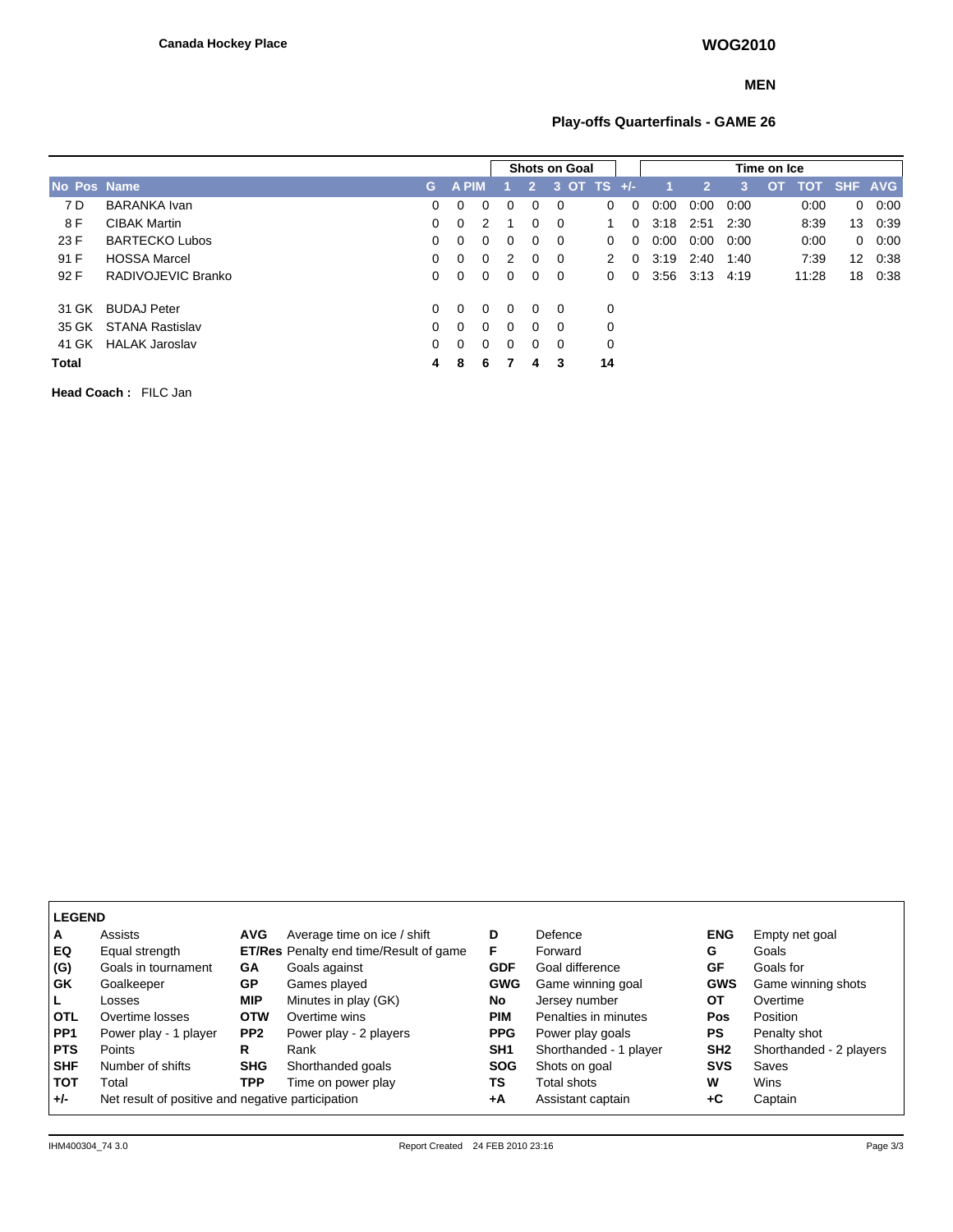**Canada Hockey Place**

**WOG2010**

**MEN**

**Play-offs Quarterfinals - GAME 26**

| | | | | | Shots on Goal | | | | | | Time on Ice | | | | | | |
|---|---|---|---|---|---|---|---|---|---|---|---|---|---|---|---|---|---|
| No Pos | Name | G | A | PIM | 1 | 2 | 3 | OT | TS | +/- | 1 | 2 | 3 | OT | TOT | SHF | AVG |
| 7 D | BARANKA Ivan | 0 | 0 | 0 | 0 | 0 | 0 | | 0 | 0 | 0:00 | 0:00 | 0:00 | | 0:00 | 0 | 0:00 |
| 8 F | CIBAK Martin | 0 | 0 | 2 | 1 | 0 | 0 | | 1 | 0 | 3:18 | 2:51 | 2:30 | | 8:39 | 13 | 0:39 |
| 23 F | BARTECKO Lubos | 0 | 0 | 0 | 0 | 0 | 0 | | 0 | 0 | 0:00 | 0:00 | 0:00 | | 0:00 | 0 | 0:00 |
| 91 F | HOSSA Marcel | 0 | 0 | 0 | 2 | 0 | 0 | | 2 | 0 | 3:19 | 2:40 | 1:40 | | 7:39 | 12 | 0:38 |
| 92 F | RADIVOJEVIC Branko | 0 | 0 | 0 | 0 | 0 | 0 | | 0 | 0 | 3:56 | 3:13 | 4:19 | | 11:28 | 18 | 0:38 |
| 31 GK | BUDAJ Peter | 0 | 0 | 0 | 0 | 0 | 0 | | 0 | | | | | | | | |
| 35 GK | STANA Rastislav | 0 | 0 | 0 | 0 | 0 | 0 | | 0 | | | | | | | | |
| 41 GK | HALAK Jaroslav | 0 | 0 | 0 | 0 | 0 | 0 | | 0 | | | | | | | | |
| **Total** | | **4** | **8** | **6** | **7** | **4** | **3** | | **14** | | | | | | | | |

**Head Coach :** FILC Jan

| **LEGEND** | | | | | | | |
|---|---|---|---|---|---|---|---|
| **A** | Assists | **AVG** | Average time on ice / shift | **D** | Defence | **ENG** | Empty net goal |
| **EQ** | Equal strength | **ET/Res** | Penalty end time/Result of game | **F** | Forward | **G** | Goals |
| **(G)** | Goals in tournament | **GA** | Goals against | **GDF** | Goal difference | **GF** | Goals for |
| **GK** | Goalkeeper | **GP** | Games played | **GWG** | Game winning goal | **GWS** | Game winning shots |
| **L** | Losses | **MIP** | Minutes in play (GK) | **No** | Jersey number | **OT** | Overtime |
| **OTL** | Overtime losses | **OTW** | Overtime wins | **PIM** | Penalties in minutes | **Pos** | Position |
| **PP1** | Power play - 1 player | **PP2** | Power play - 2 players | **PPG** | Power play goals | **PS** | Penalty shot |
| **PTS** | Points | **R** | Rank | **SH1** | Shorthanded - 1 player | **SH2** | Shorthanded - 2 players |
| **SHF** | Number of shifts | **SHG** | Shorthanded goals | **SOG** | Shots on goal | **SVS** | Saves |
| **TOT** | Total | **TPP** | Time on power play | **TS** | Total shots | **W** | Wins |
| **+/-** | Net result of positive and negative participation | | | **+A** | Assistant captain | **+C** | Captain |

IHM400304_74 3.0 Report Created 24 FEB 2010 23:16